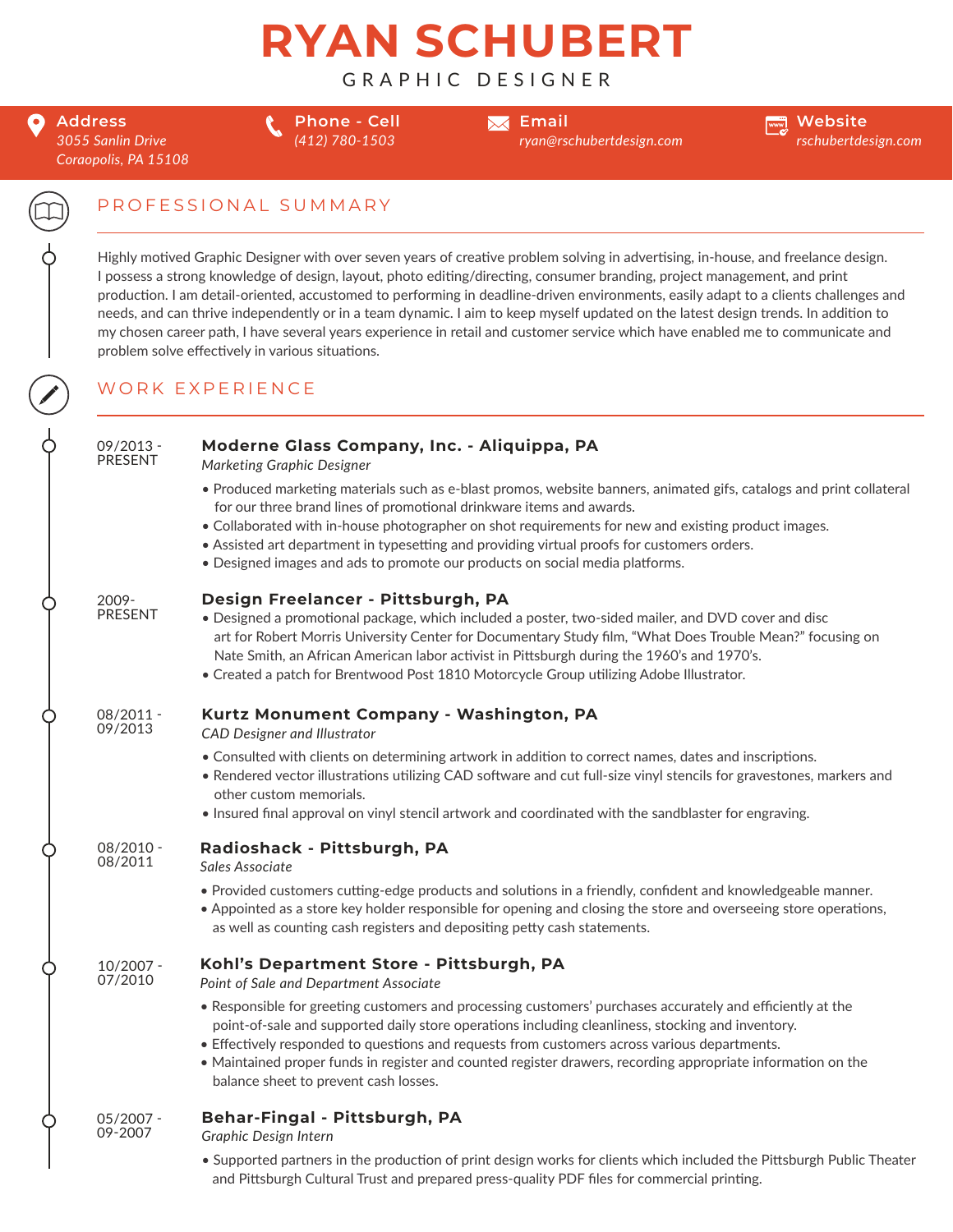# RYAN SCHUBERT

GRAPHIC DESIGNER

**Address**
*3055 Sanlin Drive*
*Coraopolis, PA 15108*

**Phone - Cell**
*(412) 780-1503*

**Email**
*ryan@rschubertdesign.com*

**Website**
*rschubertdesign.com*

## PROFESSIONAL SUMMARY

Highly motived Graphic Designer with over seven years of creative problem solving in advertising, in-house, and freelance design. I possess a strong knowledge of design, layout, photo editing/directing, consumer branding, project management, and print production. I am detail-oriented, accustomed to performing in deadline-driven environments, easily adapt to a clients challenges and needs, and can thrive independently or in a team dynamic. I aim to keep myself updated on the latest design trends. In addition to my chosen career path, I have several years experience in retail and customer service which have enabled me to communicate and problem solve effectively in various situations.

## WORK EXPERIENCE

09/2013 - PRESENT

### Moderne Glass Company, Inc. - Aliquippa, PA

*Marketing Graphic Designer*

- Produced marketing materials such as e-blast promos, website banners, animated gifs, catalogs and print collateral for our three brand lines of promotional drinkware items and awards.
- Collaborated with in-house photographer on shot requirements for new and existing product images.
- Assisted art department in typesetting and providing virtual proofs for customers orders.
- Designed images and ads to promote our products on social media platforms.

2009- PRESENT

### Design Freelancer - Pittsburgh, PA

- Designed a promotional package, which included a poster, two-sided mailer, and DVD cover and disc art for Robert Morris University Center for Documentary Study film, "What Does Trouble Mean?" focusing on Nate Smith, an African American labor activist in Pittsburgh during the 1960's and 1970's.
- Created a patch for Brentwood Post 1810 Motorcycle Group utilizing Adobe Illustrator.

08/2011 - 09/2013

### Kurtz Monument Company - Washington, PA

*CAD Designer and Illustrator*

- Consulted with clients on determining artwork in addition to correct names, dates and inscriptions.
- Rendered vector illustrations utilizing CAD software and cut full-size vinyl stencils for gravestones, markers and other custom memorials.
- Insured final approval on vinyl stencil artwork and coordinated with the sandblaster for engraving.

08/2010 - 08/2011

### Radioshack - Pittsburgh, PA

*Sales Associate*

- Provided customers cutting-edge products and solutions in a friendly, confident and knowledgeable manner.
- Appointed as a store key holder responsible for opening and closing the store and overseeing store operations, as well as counting cash registers and depositing petty cash statements.

10/2007 - 07/2010

### Kohl's Department Store - Pittsburgh, PA

*Point of Sale and Department Associate*

- Responsible for greeting customers and processing customers' purchases accurately and efficiently at the point-of-sale and supported daily store operations including cleanliness, stocking and inventory.
- Effectively responded to questions and requests from customers across various departments.
- Maintained proper funds in register and counted register drawers, recording appropriate information on the balance sheet to prevent cash losses.

05/2007 - 09-2007

### Behar-Fingal - Pittsburgh, PA

*Graphic Design Intern*

- Supported partners in the production of print design works for clients which included the Pittsburgh Public Theater and Pittsburgh Cultural Trust and prepared press-quality PDF files for commercial printing.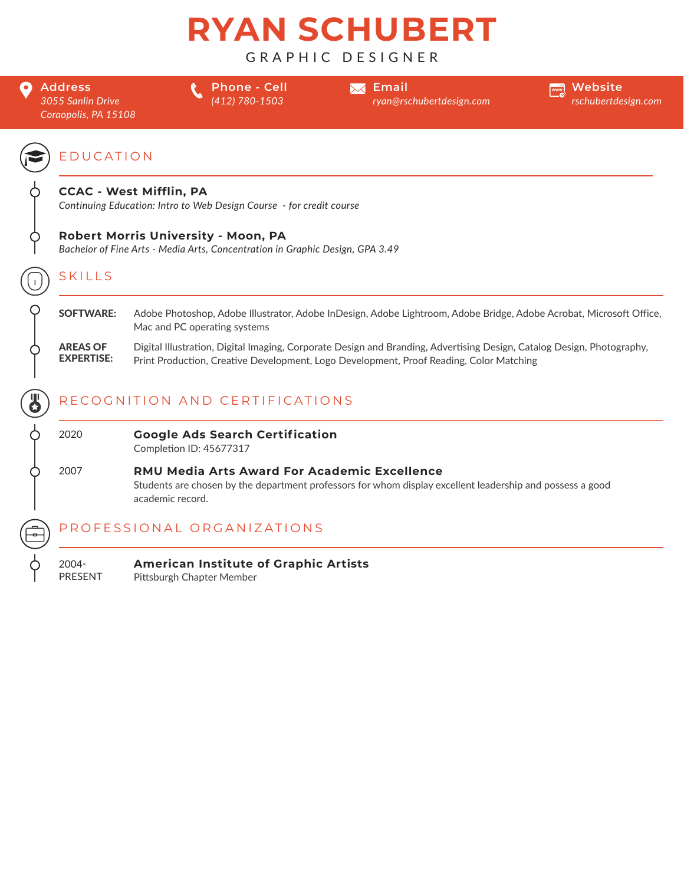# RYAN SCHUBERT

GRAPHIC DESIGNER

**Address**
*3055 Sanlin Drive*
*Coraopolis, PA 15108*

**Phone - Cell**
*(412) 780-1503*

**Email**
*ryan@rschubertdesign.com*

**Website**
*rschubertdesign.com*

## EDUCATION

**CCAC - West Mifflin, PA**
*Continuing Education: Intro to Web Design Course - for credit course*

**Robert Morris University - Moon, PA**
*Bachelor of Fine Arts - Media Arts, Concentration in Graphic Design, GPA 3.49*

## SKILLS

**SOFTWARE:** Adobe Photoshop, Adobe Illustrator, Adobe InDesign, Adobe Lightroom, Adobe Bridge, Adobe Acrobat, Microsoft Office, Mac and PC operating systems

**AREAS OF EXPERTISE:** Digital Illustration, Digital Imaging, Corporate Design and Branding, Advertising Design, Catalog Design, Photography, Print Production, Creative Development, Logo Development, Proof Reading, Color Matching

## RECOGNITION AND CERTIFICATIONS

2020 — **Google Ads Search Certification**
Completion ID: 45677317

2007 — **RMU Media Arts Award For Academic Excellence**
Students are chosen by the department professors for whom display excellent leadership and possess a good academic record.

## PROFESSIONAL ORGANIZATIONS

2004-PRESENT — **American Institute of Graphic Artists**
Pittsburgh Chapter Member